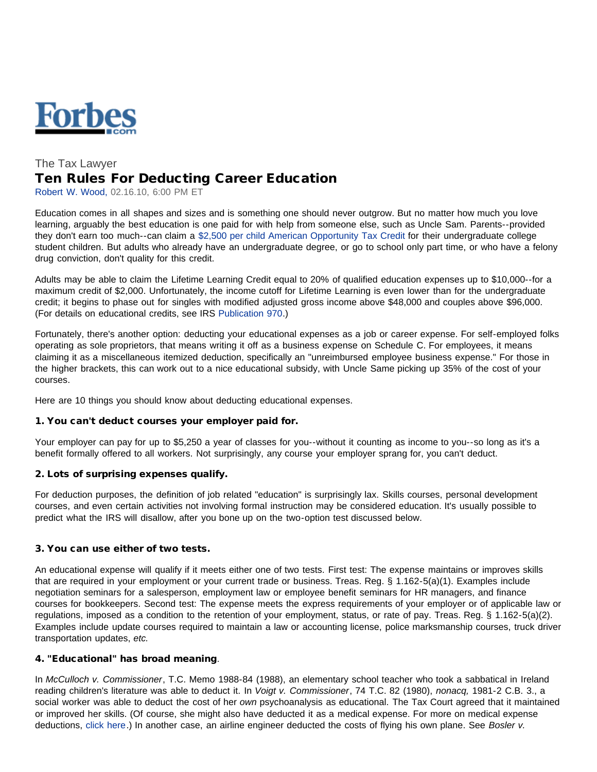Forbes.com

The Tax Lawyer

# Ten Rules For Deducting Career Education

Robert W. Wood, 02.16.10, 6:00 PM ET

Education comes in all shapes and sizes and is something one should never outgrow. But no matter how much you love learning, arguably the best education is one paid for with help from someone else, such as Uncle Sam. Parents--provided they don't earn too much--can claim a $2,500 per child American Opportunity Tax Credit for their undergraduate college student children. But adults who already have an undergraduate degree, or go to school only part time, or who have a felony drug conviction, don't quality for this credit.

Adults may be able to claim the Lifetime Learning Credit equal to 20% of qualified education expenses up to $10,000--for a maximum credit of $2,000. Unfortunately, the income cutoff for Lifetime Learning is even lower than for the undergraduate credit; it begins to phase out for singles with modified adjusted gross income above $48,000 and couples above $96,000. (For details on educational credits, see IRS Publication 970.)

Fortunately, there's another option: deducting your educational expenses as a job or career expense. For self-employed folks operating as sole proprietors, that means writing it off as a business expense on Schedule C. For employees, it means claiming it as a miscellaneous itemized deduction, specifically an "unreimbursed employee business expense." For those in the higher brackets, this can work out to a nice educational subsidy, with Uncle Same picking up 35% of the cost of your courses.

Here are 10 things you should know about deducting educational expenses.

### 1. You can't deduct courses your employer paid for.

Your employer can pay for up to $5,250 a year of classes for you--without it counting as income to you--so long as it's a benefit formally offered to all workers. Not surprisingly, any course your employer sprang for, you can't deduct.

### 2. Lots of surprising expenses qualify.

For deduction purposes, the definition of job related "education" is surprisingly lax. Skills courses, personal development courses, and even certain activities not involving formal instruction may be considered education. It's usually possible to predict what the IRS will disallow, after you bone up on the two-option test discussed below.

### 3. You can use either of two tests.

An educational expense will qualify if it meets either one of two tests. First test: The expense maintains or improves skills that are required in your employment or your current trade or business. Treas. Reg. § 1.162-5(a)(1). Examples include negotiation seminars for a salesperson, employment law or employee benefit seminars for HR managers, and finance courses for bookkeepers. Second test: The expense meets the express requirements of your employer or of applicable law or regulations, imposed as a condition to the retention of your employment, status, or rate of pay. Treas. Reg. § 1.162-5(a)(2). Examples include update courses required to maintain a law or accounting license, police marksmanship courses, truck driver transportation updates, *etc.*

### 4. "Educational" has broad meaning.

In *McCulloch v. Commissioner*, T.C. Memo 1988-84 (1988), an elementary school teacher who took a sabbatical in Ireland reading children's literature was able to deduct it. In *Voigt v. Commissioner*, 74 T.C. 82 (1980), *nonacq,* 1981-2 C.B. 3., a social worker was able to deduct the cost of her *own* psychoanalysis as educational. The Tax Court agreed that it maintained or improved her skills. (Of course, she might also have deducted it as a medical expense. For more on medical expense deductions, click here.) In another case, an airline engineer deducted the costs of flying his own plane. See *Bosler v.*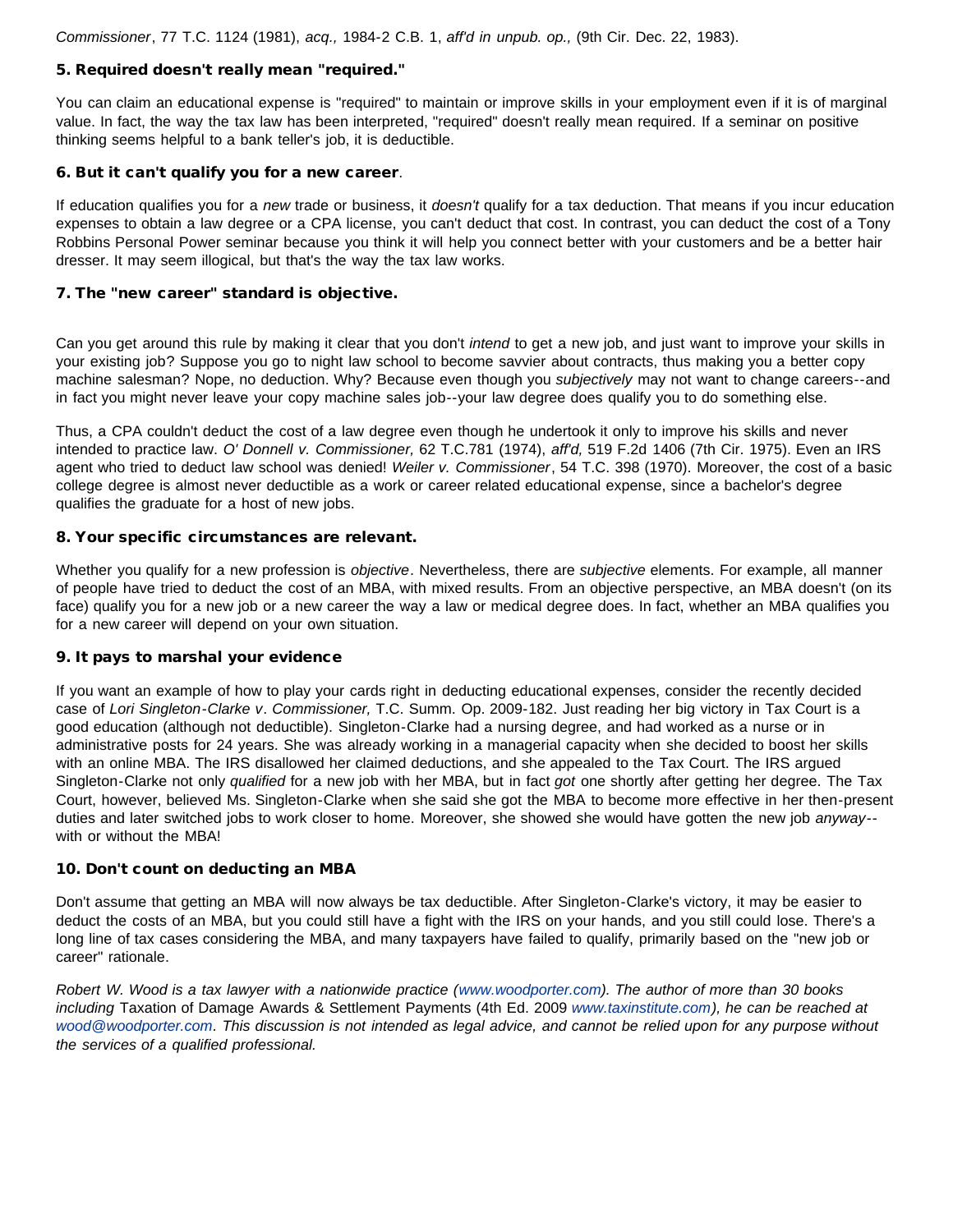*Commissioner*, 77 T.C. 1124 (1981), *acq.,* 1984-2 C.B. 1, *aff'd in unpub. op.,* (9th Cir. Dec. 22, 1983).

### 5. Required doesn't really mean "required."

You can claim an educational expense is "required" to maintain or improve skills in your employment even if it is of marginal value. In fact, the way the tax law has been interpreted, "required" doesn't really mean required. If a seminar on positive thinking seems helpful to a bank teller's job, it is deductible.

### 6. But it can't qualify you for a new career.

If education qualifies you for a *new* trade or business, it *doesn't* qualify for a tax deduction. That means if you incur education expenses to obtain a law degree or a CPA license, you can't deduct that cost. In contrast, you can deduct the cost of a Tony Robbins Personal Power seminar because you think it will help you connect better with your customers and be a better hair dresser. It may seem illogical, but that's the way the tax law works.

### 7. The "new career" standard is objective.

Can you get around this rule by making it clear that you don't *intend* to get a new job, and just want to improve your skills in your existing job? Suppose you go to night law school to become savvier about contracts, thus making you a better copy machine salesman? Nope, no deduction. Why? Because even though you *subjectively* may not want to change careers--and in fact you might never leave your copy machine sales job--your law degree does qualify you to do something else.

Thus, a CPA couldn't deduct the cost of a law degree even though he undertook it only to improve his skills and never intended to practice law. *O' Donnell v. Commissioner,* 62 T.C.781 (1974), *aff'd,* 519 F.2d 1406 (7th Cir. 1975). Even an IRS agent who tried to deduct law school was denied! *Weiler v. Commissioner*, 54 T.C. 398 (1970). Moreover, the cost of a basic college degree is almost never deductible as a work or career related educational expense, since a bachelor's degree qualifies the graduate for a host of new jobs.

### 8. Your specific circumstances are relevant.

Whether you qualify for a new profession is *objective*. Nevertheless, there are *subjective* elements. For example, all manner of people have tried to deduct the cost of an MBA, with mixed results. From an objective perspective, an MBA doesn't (on its face) qualify you for a new job or a new career the way a law or medical degree does. In fact, whether an MBA qualifies you for a new career will depend on your own situation.

### 9. It pays to marshal your evidence

If you want an example of how to play your cards right in deducting educational expenses, consider the recently decided case of *Lori Singleton-Clarke v. Commissioner,* T.C. Summ. Op. 2009-182. Just reading her big victory in Tax Court is a good education (although not deductible). Singleton-Clarke had a nursing degree, and had worked as a nurse or in administrative posts for 24 years. She was already working in a managerial capacity when she decided to boost her skills with an online MBA. The IRS disallowed her claimed deductions, and she appealed to the Tax Court. The IRS argued Singleton-Clarke not only *qualified* for a new job with her MBA, but in fact *got* one shortly after getting her degree. The Tax Court, however, believed Ms. Singleton-Clarke when she said she got the MBA to become more effective in her then-present duties and later switched jobs to work closer to home. Moreover, she showed she would have gotten the new job *anyway*--with or without the MBA!

### 10. Don't count on deducting an MBA

Don't assume that getting an MBA will now always be tax deductible. After Singleton-Clarke's victory, it may be easier to deduct the costs of an MBA, but you could still have a fight with the IRS on your hands, and you still could lose. There's a long line of tax cases considering the MBA, and many taxpayers have failed to qualify, primarily based on the "new job or career" rationale.

*Robert W. Wood is a tax lawyer with a nationwide practice (www.woodporter.com). The author of more than 30 books including* Taxation of Damage Awards & Settlement Payments (4th Ed. 2009 *www.taxinstitute.com), he can be reached at wood@woodporter.com. This discussion is not intended as legal advice, and cannot be relied upon for any purpose without the services of a qualified professional.*